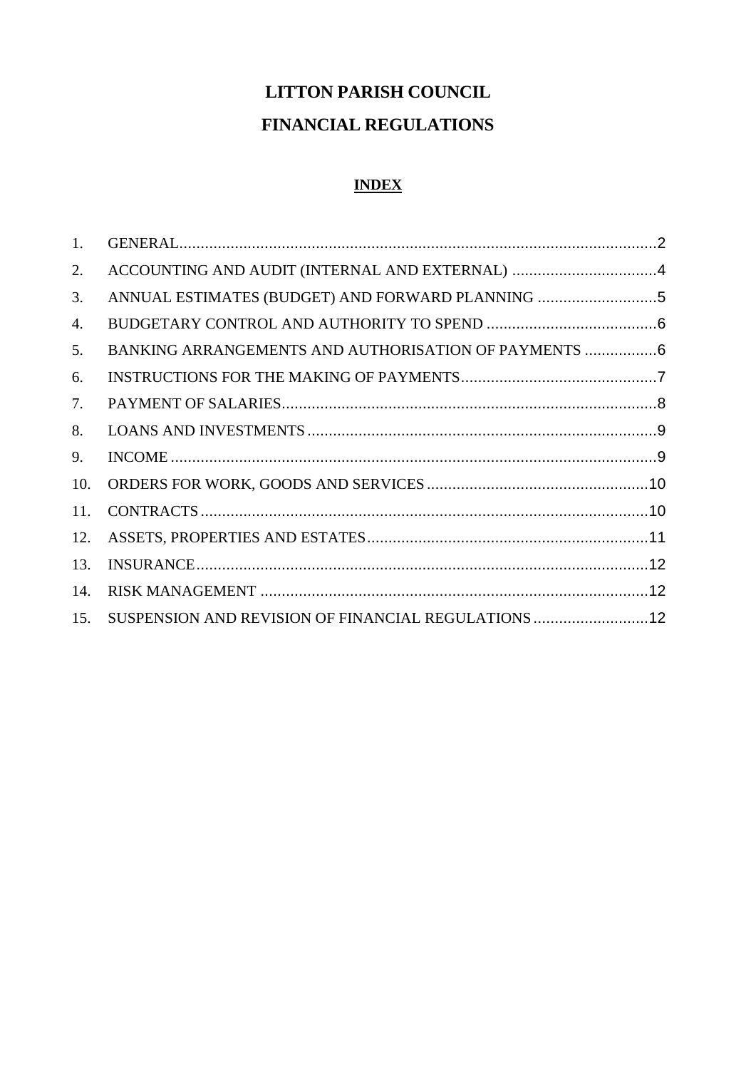# LITTON PARISH COUNCIL

# FINANCIAL REGULATIONS

## INDEX

1. GENERAL....................................................................................................2
2. ACCOUNTING AND AUDIT (INTERNAL AND EXTERNAL) ..................................4
3. ANNUAL ESTIMATES (BUDGET) AND FORWARD PLANNING ............................5
4. BUDGETARY CONTROL AND AUTHORITY TO SPEND ........................................6
5. BANKING ARRANGEMENTS AND AUTHORISATION OF PAYMENTS .................6
6. INSTRUCTIONS FOR THE MAKING OF PAYMENTS.............................................7
7. PAYMENT OF SALARIES........................................................................................8
8. LOANS AND INVESTMENTS..................................................................................9
9. INCOME ..................................................................................................................9
10. ORDERS FOR WORK, GOODS AND SERVICES....................................................10
11. CONTRACTS.........................................................................................................10
12. ASSETS, PROPERTIES AND ESTATES..................................................................11
13. INSURANCE..........................................................................................................12
14. RISK MANAGEMENT ...........................................................................................12
15. SUSPENSION AND REVISION OF FINANCIAL REGULATIONS...........................12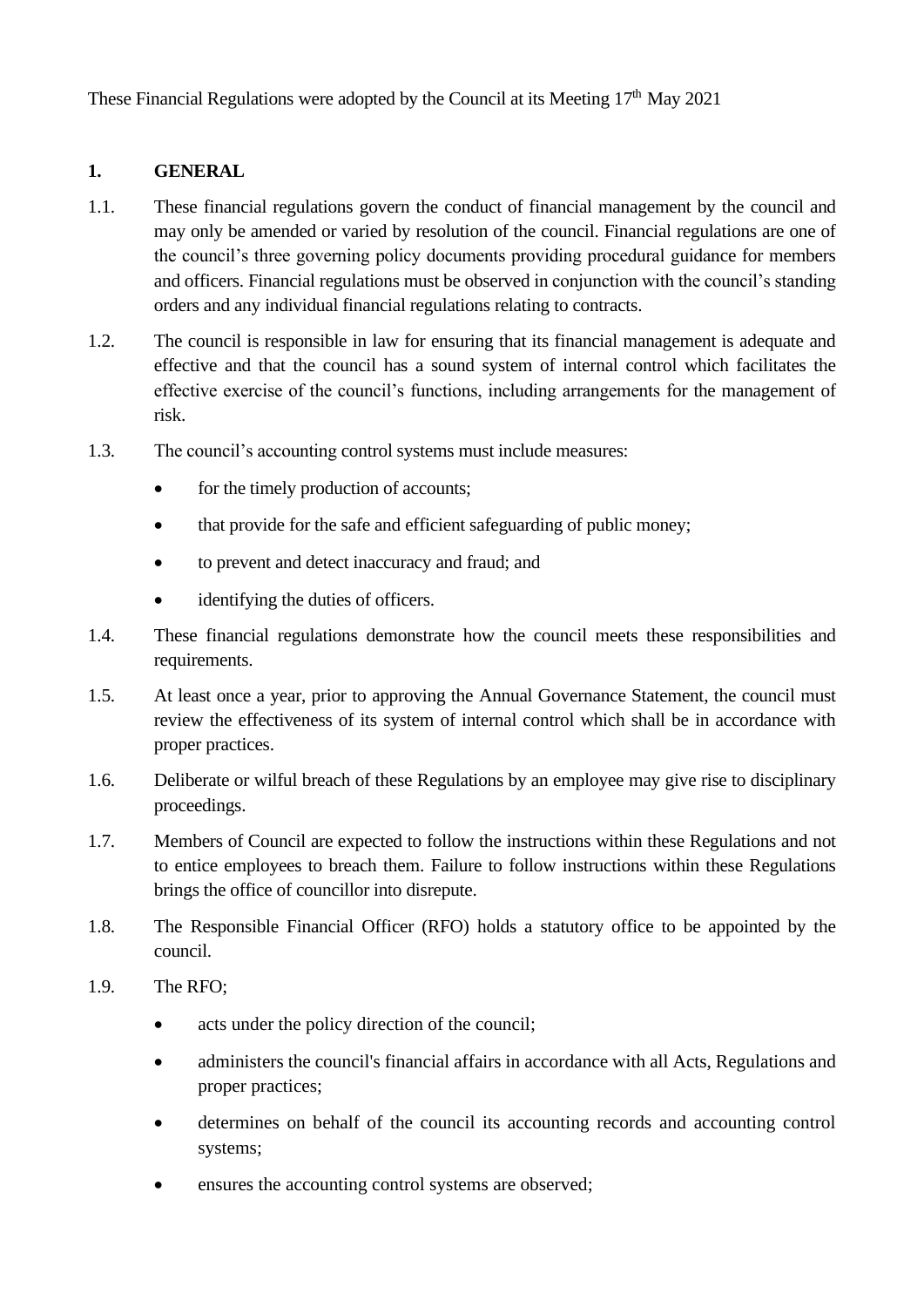These Financial Regulations were adopted by the Council at its Meeting 17th May 2021

## 1. GENERAL

1.1. These financial regulations govern the conduct of financial management by the council and may only be amended or varied by resolution of the council. Financial regulations are one of the council's three governing policy documents providing procedural guidance for members and officers. Financial regulations must be observed in conjunction with the council's standing orders and any individual financial regulations relating to contracts.

1.2. The council is responsible in law for ensuring that its financial management is adequate and effective and that the council has a sound system of internal control which facilitates the effective exercise of the council's functions, including arrangements for the management of risk.

1.3. The council's accounting control systems must include measures:

- for the timely production of accounts;
- that provide for the safe and efficient safeguarding of public money;
- to prevent and detect inaccuracy and fraud; and
- identifying the duties of officers.

1.4. These financial regulations demonstrate how the council meets these responsibilities and requirements.

1.5. At least once a year, prior to approving the Annual Governance Statement, the council must review the effectiveness of its system of internal control which shall be in accordance with proper practices.

1.6. Deliberate or wilful breach of these Regulations by an employee may give rise to disciplinary proceedings.

1.7. Members of Council are expected to follow the instructions within these Regulations and not to entice employees to breach them. Failure to follow instructions within these Regulations brings the office of councillor into disrepute.

1.8. The Responsible Financial Officer (RFO) holds a statutory office to be appointed by the council.

1.9. The RFO;

- acts under the policy direction of the council;
- administers the council's financial affairs in accordance with all Acts, Regulations and proper practices;
- determines on behalf of the council its accounting records and accounting control systems;
- ensures the accounting control systems are observed;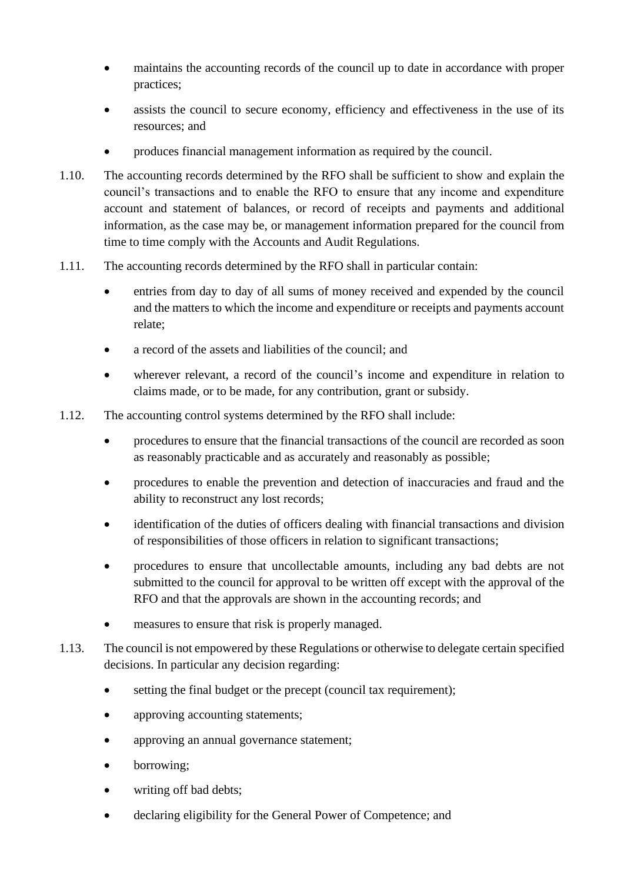- maintains the accounting records of the council up to date in accordance with proper practices;
- assists the council to secure economy, efficiency and effectiveness in the use of its resources; and
- produces financial management information as required by the council.

1.10. The accounting records determined by the RFO shall be sufficient to show and explain the council's transactions and to enable the RFO to ensure that any income and expenditure account and statement of balances, or record of receipts and payments and additional information, as the case may be, or management information prepared for the council from time to time comply with the Accounts and Audit Regulations.

1.11. The accounting records determined by the RFO shall in particular contain:

- entries from day to day of all sums of money received and expended by the council and the matters to which the income and expenditure or receipts and payments account relate;
- a record of the assets and liabilities of the council; and
- wherever relevant, a record of the council's income and expenditure in relation to claims made, or to be made, for any contribution, grant or subsidy.

1.12. The accounting control systems determined by the RFO shall include:

- procedures to ensure that the financial transactions of the council are recorded as soon as reasonably practicable and as accurately and reasonably as possible;
- procedures to enable the prevention and detection of inaccuracies and fraud and the ability to reconstruct any lost records;
- identification of the duties of officers dealing with financial transactions and division of responsibilities of those officers in relation to significant transactions;
- procedures to ensure that uncollectable amounts, including any bad debts are not submitted to the council for approval to be written off except with the approval of the RFO and that the approvals are shown in the accounting records; and
- measures to ensure that risk is properly managed.

1.13. The council is not empowered by these Regulations or otherwise to delegate certain specified decisions. In particular any decision regarding:

- setting the final budget or the precept (council tax requirement);
- approving accounting statements;
- approving an annual governance statement;
- borrowing;
- writing off bad debts;
- declaring eligibility for the General Power of Competence; and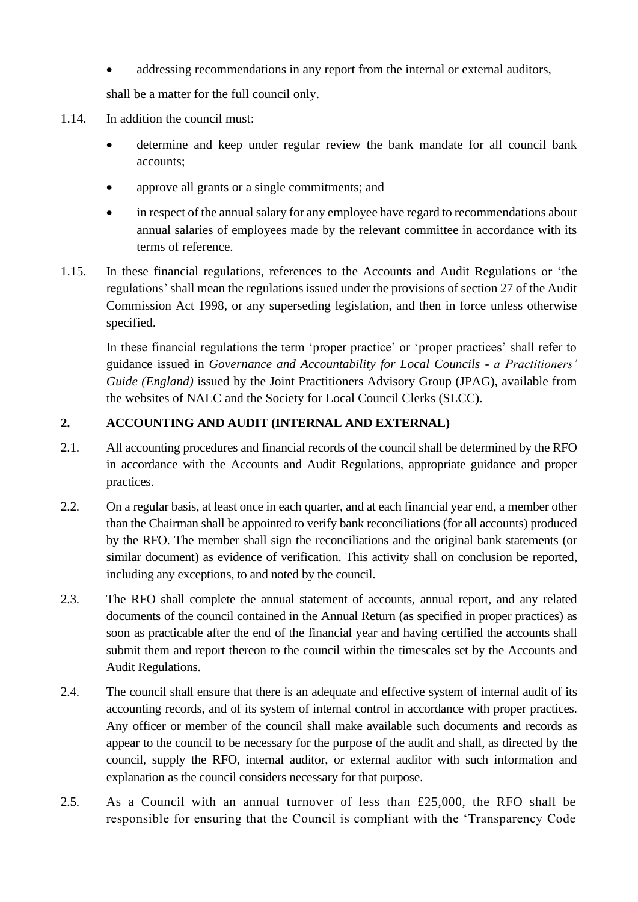- addressing recommendations in any report from the internal or external auditors,

shall be a matter for the full council only.

1.14. In addition the council must:

- determine and keep under regular review the bank mandate for all council bank accounts;
- approve all grants or a single commitments; and
- in respect of the annual salary for any employee have regard to recommendations about annual salaries of employees made by the relevant committee in accordance with its terms of reference.

1.15. In these financial regulations, references to the Accounts and Audit Regulations or 'the regulations' shall mean the regulations issued under the provisions of section 27 of the Audit Commission Act 1998, or any superseding legislation, and then in force unless otherwise specified.

In these financial regulations the term 'proper practice' or 'proper practices' shall refer to guidance issued in *Governance and Accountability for Local Councils - a Practitioners' Guide (England)* issued by the Joint Practitioners Advisory Group (JPAG), available from the websites of NALC and the Society for Local Council Clerks (SLCC).

## 2. ACCOUNTING AND AUDIT (INTERNAL AND EXTERNAL)

2.1. All accounting procedures and financial records of the council shall be determined by the RFO in accordance with the Accounts and Audit Regulations, appropriate guidance and proper practices.

2.2. On a regular basis, at least once in each quarter, and at each financial year end, a member other than the Chairman shall be appointed to verify bank reconciliations (for all accounts) produced by the RFO. The member shall sign the reconciliations and the original bank statements (or similar document) as evidence of verification. This activity shall on conclusion be reported, including any exceptions, to and noted by the council.

2.3. The RFO shall complete the annual statement of accounts, annual report, and any related documents of the council contained in the Annual Return (as specified in proper practices) as soon as practicable after the end of the financial year and having certified the accounts shall submit them and report thereon to the council within the timescales set by the Accounts and Audit Regulations.

2.4. The council shall ensure that there is an adequate and effective system of internal audit of its accounting records, and of its system of internal control in accordance with proper practices. Any officer or member of the council shall make available such documents and records as appear to the council to be necessary for the purpose of the audit and shall, as directed by the council, supply the RFO, internal auditor, or external auditor with such information and explanation as the council considers necessary for that purpose.

2.5. As a Council with an annual turnover of less than £25,000, the RFO shall be responsible for ensuring that the Council is compliant with the 'Transparency Code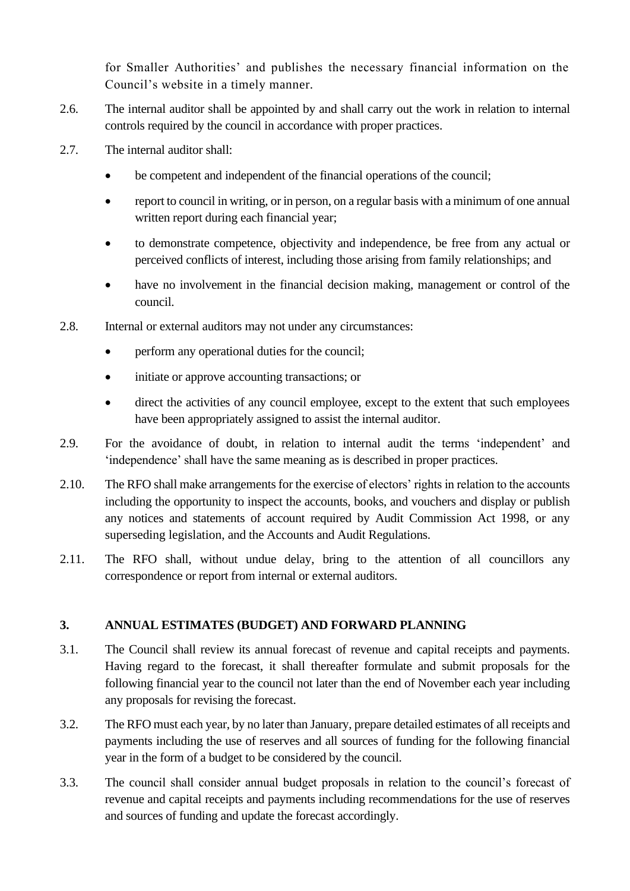for Smaller Authorities' and publishes the necessary financial information on the Council's website in a timely manner.

2.6. The internal auditor shall be appointed by and shall carry out the work in relation to internal controls required by the council in accordance with proper practices.

2.7. The internal auditor shall:

- be competent and independent of the financial operations of the council;
- report to council in writing, or in person, on a regular basis with a minimum of one annual written report during each financial year;
- to demonstrate competence, objectivity and independence, be free from any actual or perceived conflicts of interest, including those arising from family relationships; and
- have no involvement in the financial decision making, management or control of the council.

2.8. Internal or external auditors may not under any circumstances:

- perform any operational duties for the council;
- initiate or approve accounting transactions; or
- direct the activities of any council employee, except to the extent that such employees have been appropriately assigned to assist the internal auditor.

2.9. For the avoidance of doubt, in relation to internal audit the terms 'independent' and 'independence' shall have the same meaning as is described in proper practices.

2.10. The RFO shall make arrangements for the exercise of electors' rights in relation to the accounts including the opportunity to inspect the accounts, books, and vouchers and display or publish any notices and statements of account required by Audit Commission Act 1998, or any superseding legislation, and the Accounts and Audit Regulations.

2.11. The RFO shall, without undue delay, bring to the attention of all councillors any correspondence or report from internal or external auditors.

## 3. ANNUAL ESTIMATES (BUDGET) AND FORWARD PLANNING

3.1. The Council shall review its annual forecast of revenue and capital receipts and payments. Having regard to the forecast, it shall thereafter formulate and submit proposals for the following financial year to the council not later than the end of November each year including any proposals for revising the forecast.

3.2. The RFO must each year, by no later than January, prepare detailed estimates of all receipts and payments including the use of reserves and all sources of funding for the following financial year in the form of a budget to be considered by the council.

3.3. The council shall consider annual budget proposals in relation to the council's forecast of revenue and capital receipts and payments including recommendations for the use of reserves and sources of funding and update the forecast accordingly.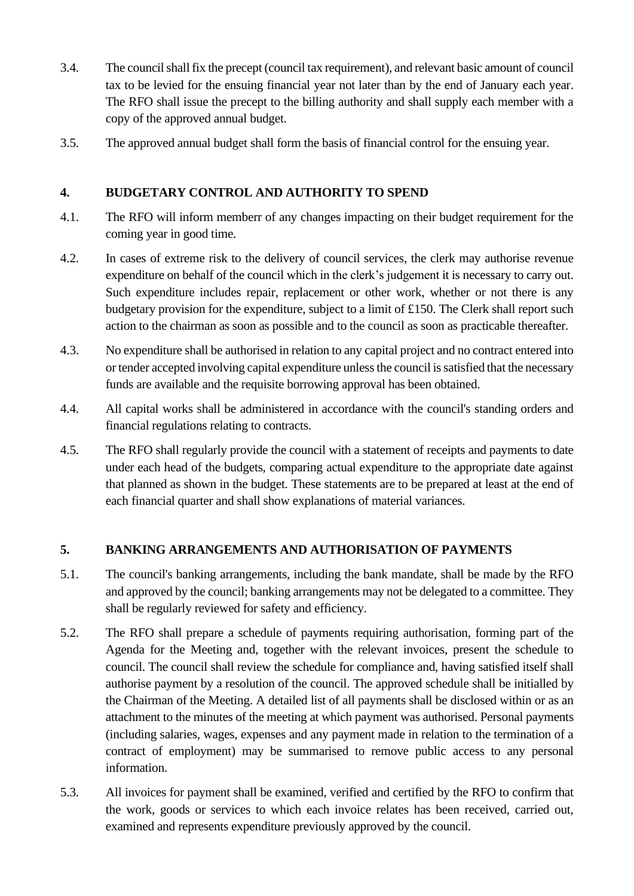3.4. The council shall fix the precept (council tax requirement), and relevant basic amount of council tax to be levied for the ensuing financial year not later than by the end of January each year. The RFO shall issue the precept to the billing authority and shall supply each member with a copy of the approved annual budget.

3.5. The approved annual budget shall form the basis of financial control for the ensuing year.

## 4. BUDGETARY CONTROL AND AUTHORITY TO SPEND

4.1. The RFO will inform memberr of any changes impacting on their budget requirement for the coming year in good time.

4.2. In cases of extreme risk to the delivery of council services, the clerk may authorise revenue expenditure on behalf of the council which in the clerk's judgement it is necessary to carry out. Such expenditure includes repair, replacement or other work, whether or not there is any budgetary provision for the expenditure, subject to a limit of £150. The Clerk shall report such action to the chairman as soon as possible and to the council as soon as practicable thereafter.

4.3. No expenditure shall be authorised in relation to any capital project and no contract entered into or tender accepted involving capital expenditure unless the council is satisfied that the necessary funds are available and the requisite borrowing approval has been obtained.

4.4. All capital works shall be administered in accordance with the council's standing orders and financial regulations relating to contracts.

4.5. The RFO shall regularly provide the council with a statement of receipts and payments to date under each head of the budgets, comparing actual expenditure to the appropriate date against that planned as shown in the budget. These statements are to be prepared at least at the end of each financial quarter and shall show explanations of material variances.

## 5. BANKING ARRANGEMENTS AND AUTHORISATION OF PAYMENTS

5.1. The council's banking arrangements, including the bank mandate, shall be made by the RFO and approved by the council; banking arrangements may not be delegated to a committee. They shall be regularly reviewed for safety and efficiency.

5.2. The RFO shall prepare a schedule of payments requiring authorisation, forming part of the Agenda for the Meeting and, together with the relevant invoices, present the schedule to council. The council shall review the schedule for compliance and, having satisfied itself shall authorise payment by a resolution of the council. The approved schedule shall be initialled by the Chairman of the Meeting. A detailed list of all payments shall be disclosed within or as an attachment to the minutes of the meeting at which payment was authorised. Personal payments (including salaries, wages, expenses and any payment made in relation to the termination of a contract of employment) may be summarised to remove public access to any personal information.

5.3. All invoices for payment shall be examined, verified and certified by the RFO to confirm that the work, goods or services to which each invoice relates has been received, carried out, examined and represents expenditure previously approved by the council.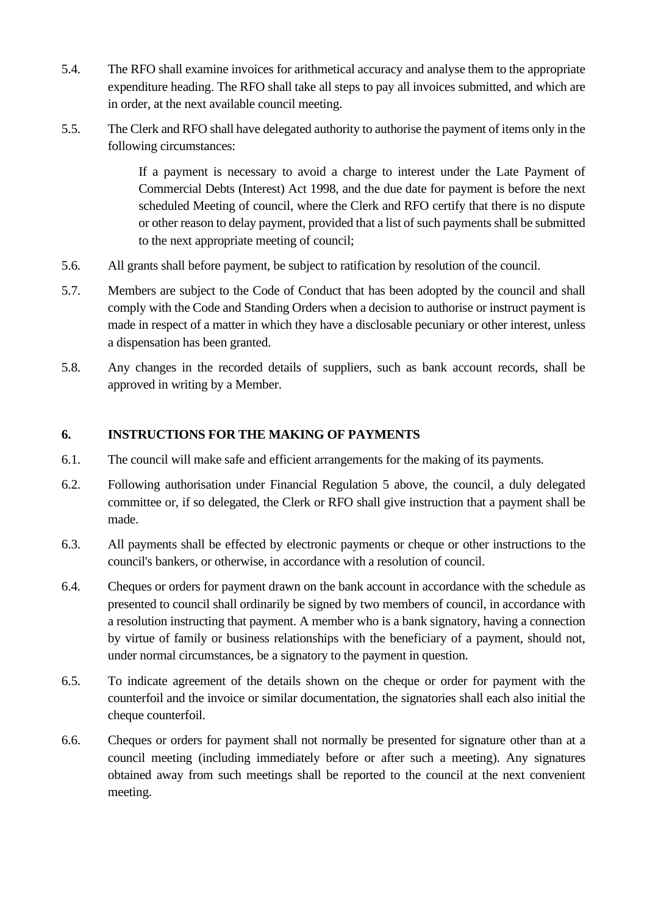5.4. The RFO shall examine invoices for arithmetical accuracy and analyse them to the appropriate expenditure heading. The RFO shall take all steps to pay all invoices submitted, and which are in order, at the next available council meeting.

5.5. The Clerk and RFO shall have delegated authority to authorise the payment of items only in the following circumstances:

> If a payment is necessary to avoid a charge to interest under the Late Payment of Commercial Debts (Interest) Act 1998, and the due date for payment is before the next scheduled Meeting of council, where the Clerk and RFO certify that there is no dispute or other reason to delay payment, provided that a list of such payments shall be submitted to the next appropriate meeting of council;

5.6. All grants shall before payment, be subject to ratification by resolution of the council.

5.7. Members are subject to the Code of Conduct that has been adopted by the council and shall comply with the Code and Standing Orders when a decision to authorise or instruct payment is made in respect of a matter in which they have a disclosable pecuniary or other interest, unless a dispensation has been granted.

5.8. Any changes in the recorded details of suppliers, such as bank account records, shall be approved in writing by a Member.

## 6. INSTRUCTIONS FOR THE MAKING OF PAYMENTS

6.1. The council will make safe and efficient arrangements for the making of its payments.

6.2. Following authorisation under Financial Regulation 5 above, the council, a duly delegated committee or, if so delegated, the Clerk or RFO shall give instruction that a payment shall be made.

6.3. All payments shall be effected by electronic payments or cheque or other instructions to the council's bankers, or otherwise, in accordance with a resolution of council.

6.4. Cheques or orders for payment drawn on the bank account in accordance with the schedule as presented to council shall ordinarily be signed by two members of council, in accordance with a resolution instructing that payment. A member who is a bank signatory, having a connection by virtue of family or business relationships with the beneficiary of a payment, should not, under normal circumstances, be a signatory to the payment in question.

6.5. To indicate agreement of the details shown on the cheque or order for payment with the counterfoil and the invoice or similar documentation, the signatories shall each also initial the cheque counterfoil.

6.6. Cheques or orders for payment shall not normally be presented for signature other than at a council meeting (including immediately before or after such a meeting). Any signatures obtained away from such meetings shall be reported to the council at the next convenient meeting.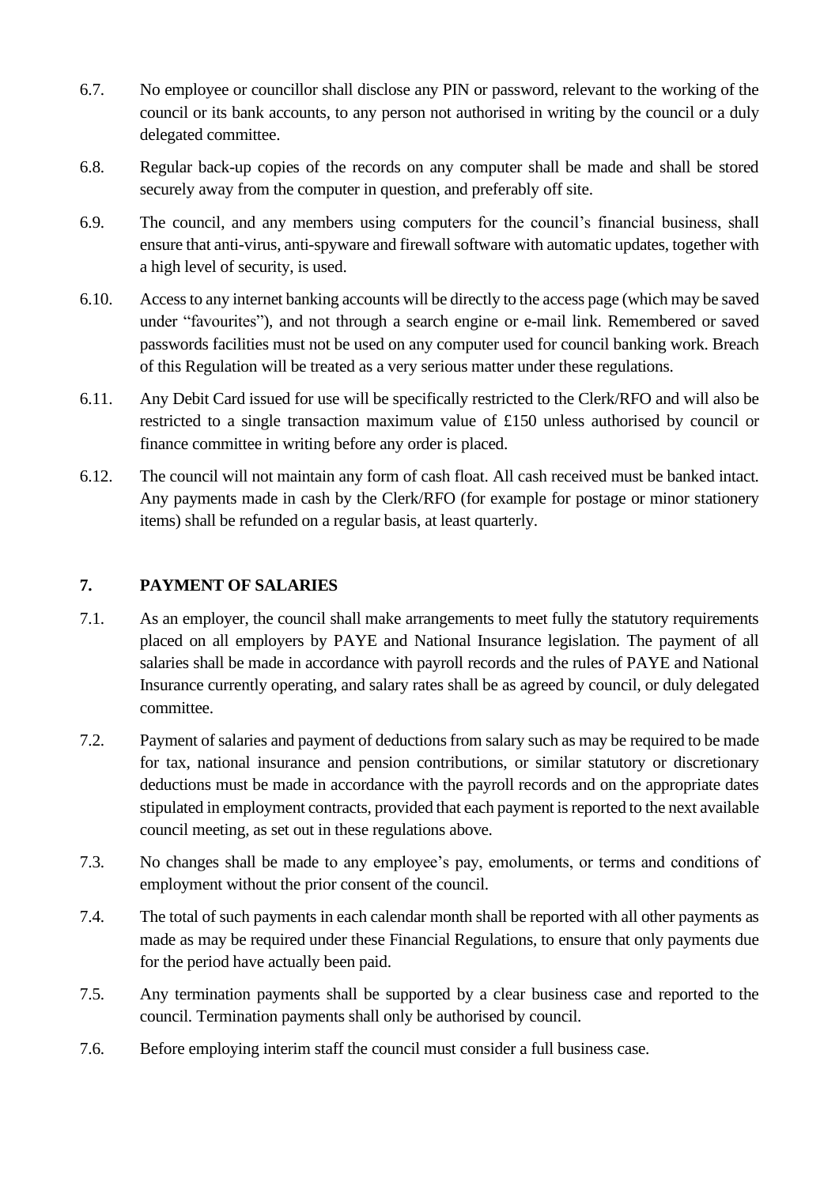6.7. No employee or councillor shall disclose any PIN or password, relevant to the working of the council or its bank accounts, to any person not authorised in writing by the council or a duly delegated committee.

6.8. Regular back-up copies of the records on any computer shall be made and shall be stored securely away from the computer in question, and preferably off site.

6.9. The council, and any members using computers for the council's financial business, shall ensure that anti-virus, anti-spyware and firewall software with automatic updates, together with a high level of security, is used.

6.10. Access to any internet banking accounts will be directly to the access page (which may be saved under "favourites"), and not through a search engine or e-mail link. Remembered or saved passwords facilities must not be used on any computer used for council banking work. Breach of this Regulation will be treated as a very serious matter under these regulations.

6.11. Any Debit Card issued for use will be specifically restricted to the Clerk/RFO and will also be restricted to a single transaction maximum value of £150 unless authorised by council or finance committee in writing before any order is placed.

6.12. The council will not maintain any form of cash float. All cash received must be banked intact. Any payments made in cash by the Clerk/RFO (for example for postage or minor stationery items) shall be refunded on a regular basis, at least quarterly.

## 7. PAYMENT OF SALARIES

7.1. As an employer, the council shall make arrangements to meet fully the statutory requirements placed on all employers by PAYE and National Insurance legislation. The payment of all salaries shall be made in accordance with payroll records and the rules of PAYE and National Insurance currently operating, and salary rates shall be as agreed by council, or duly delegated committee.

7.2. Payment of salaries and payment of deductions from salary such as may be required to be made for tax, national insurance and pension contributions, or similar statutory or discretionary deductions must be made in accordance with the payroll records and on the appropriate dates stipulated in employment contracts, provided that each payment is reported to the next available council meeting, as set out in these regulations above.

7.3. No changes shall be made to any employee's pay, emoluments, or terms and conditions of employment without the prior consent of the council.

7.4. The total of such payments in each calendar month shall be reported with all other payments as made as may be required under these Financial Regulations, to ensure that only payments due for the period have actually been paid.

7.5. Any termination payments shall be supported by a clear business case and reported to the council. Termination payments shall only be authorised by council.

7.6. Before employing interim staff the council must consider a full business case.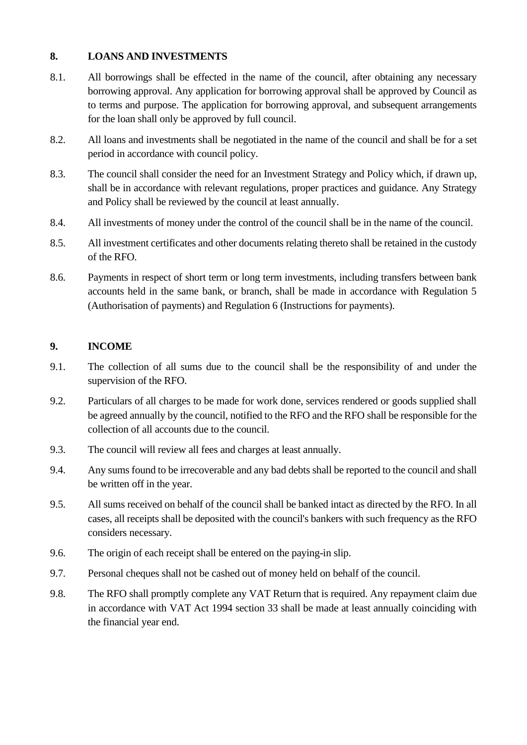## 8. LOANS AND INVESTMENTS

8.1. All borrowings shall be effected in the name of the council, after obtaining any necessary borrowing approval. Any application for borrowing approval shall be approved by Council as to terms and purpose. The application for borrowing approval, and subsequent arrangements for the loan shall only be approved by full council.

8.2. All loans and investments shall be negotiated in the name of the council and shall be for a set period in accordance with council policy.

8.3. The council shall consider the need for an Investment Strategy and Policy which, if drawn up, shall be in accordance with relevant regulations, proper practices and guidance. Any Strategy and Policy shall be reviewed by the council at least annually.

8.4. All investments of money under the control of the council shall be in the name of the council.

8.5. All investment certificates and other documents relating thereto shall be retained in the custody of the RFO.

8.6. Payments in respect of short term or long term investments, including transfers between bank accounts held in the same bank, or branch, shall be made in accordance with Regulation 5 (Authorisation of payments) and Regulation 6 (Instructions for payments).

## 9. INCOME

9.1. The collection of all sums due to the council shall be the responsibility of and under the supervision of the RFO.

9.2. Particulars of all charges to be made for work done, services rendered or goods supplied shall be agreed annually by the council, notified to the RFO and the RFO shall be responsible for the collection of all accounts due to the council.

9.3. The council will review all fees and charges at least annually.

9.4. Any sums found to be irrecoverable and any bad debts shall be reported to the council and shall be written off in the year.

9.5. All sums received on behalf of the council shall be banked intact as directed by the RFO. In all cases, all receipts shall be deposited with the council's bankers with such frequency as the RFO considers necessary.

9.6. The origin of each receipt shall be entered on the paying-in slip.

9.7. Personal cheques shall not be cashed out of money held on behalf of the council.

9.8. The RFO shall promptly complete any VAT Return that is required. Any repayment claim due in accordance with VAT Act 1994 section 33 shall be made at least annually coinciding with the financial year end.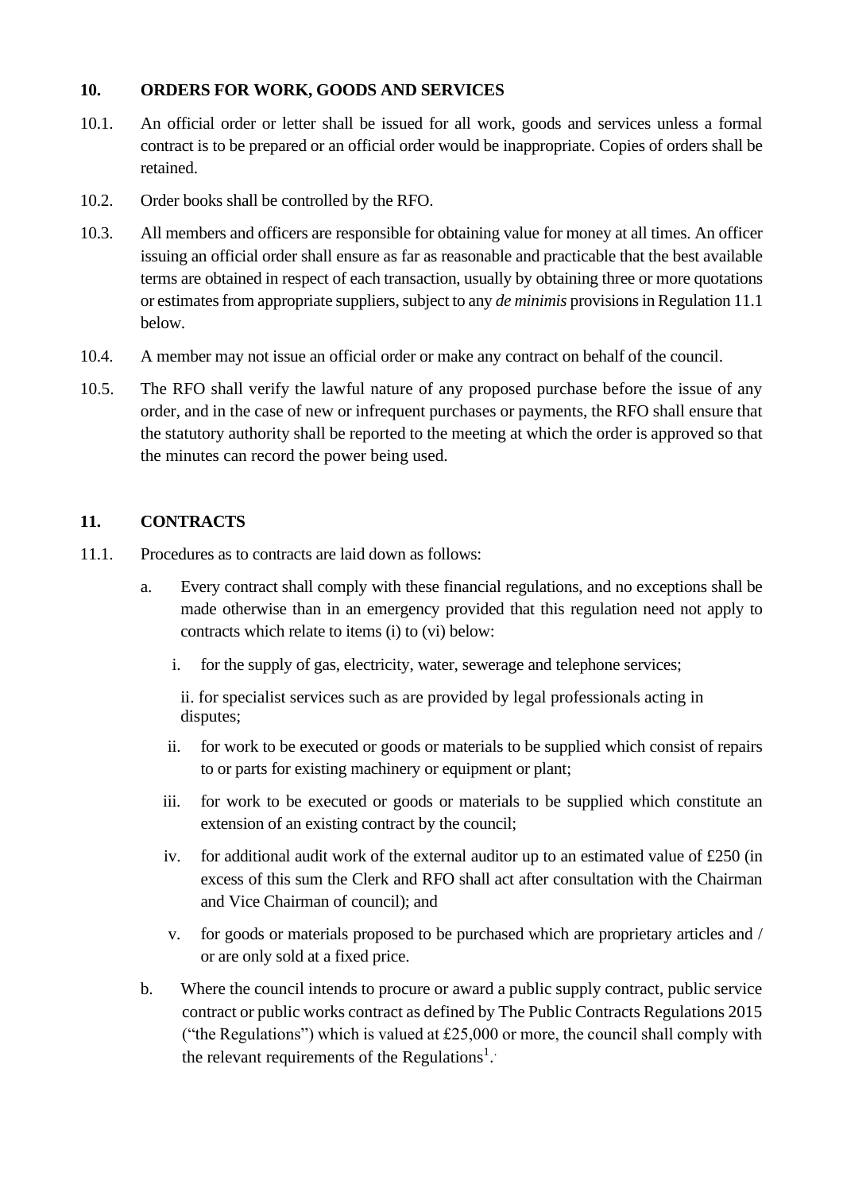## 10. ORDERS FOR WORK, GOODS AND SERVICES

10.1. An official order or letter shall be issued for all work, goods and services unless a formal contract is to be prepared or an official order would be inappropriate. Copies of orders shall be retained.

10.2. Order books shall be controlled by the RFO.

10.3. All members and officers are responsible for obtaining value for money at all times. An officer issuing an official order shall ensure as far as reasonable and practicable that the best available terms are obtained in respect of each transaction, usually by obtaining three or more quotations or estimates from appropriate suppliers, subject to any *de minimis* provisions in Regulation 11.1 below.

10.4. A member may not issue an official order or make any contract on behalf of the council.

10.5. The RFO shall verify the lawful nature of any proposed purchase before the issue of any order, and in the case of new or infrequent purchases or payments, the RFO shall ensure that the statutory authority shall be reported to the meeting at which the order is approved so that the minutes can record the power being used.

## 11. CONTRACTS

11.1. Procedures as to contracts are laid down as follows:

a. Every contract shall comply with these financial regulations, and no exceptions shall be made otherwise than in an emergency provided that this regulation need not apply to contracts which relate to items (i) to (vi) below:

   i. for the supply of gas, electricity, water, sewerage and telephone services;

   ii. for specialist services such as are provided by legal professionals acting in disputes;

   ii. for work to be executed or goods or materials to be supplied which consist of repairs to or parts for existing machinery or equipment or plant;

   iii. for work to be executed or goods or materials to be supplied which constitute an extension of an existing contract by the council;

   iv. for additional audit work of the external auditor up to an estimated value of £250 (in excess of this sum the Clerk and RFO shall act after consultation with the Chairman and Vice Chairman of council); and

   v. for goods or materials proposed to be purchased which are proprietary articles and / or are only sold at a fixed price.

b. Where the council intends to procure or award a public supply contract, public service contract or public works contract as defined by The Public Contracts Regulations 2015 ("the Regulations") which is valued at £25,000 or more, the council shall comply with the relevant requirements of the Regulations[1].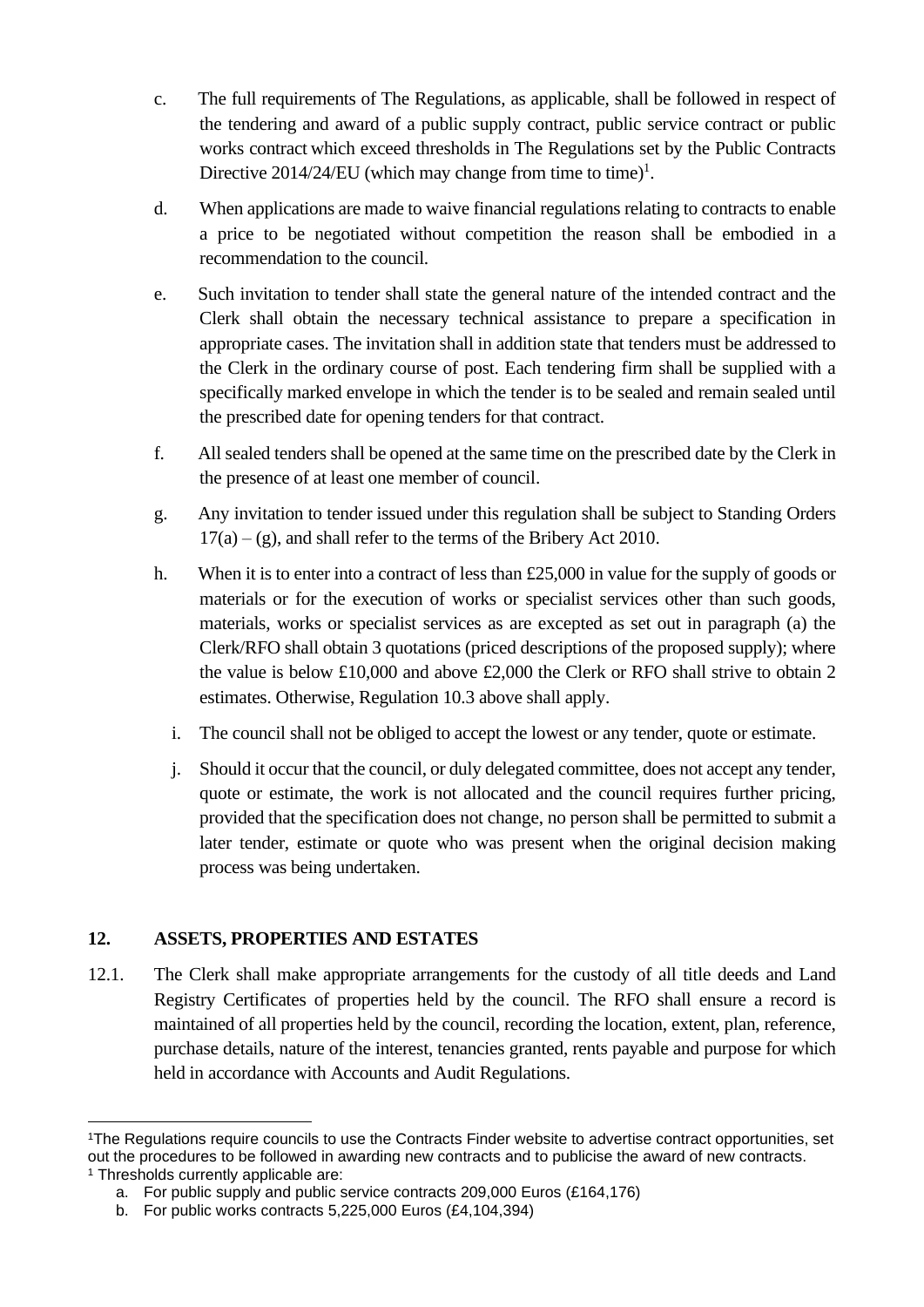c. The full requirements of The Regulations, as applicable, shall be followed in respect of the tendering and award of a public supply contract, public service contract or public works contract which exceed thresholds in The Regulations set by the Public Contracts Directive 2014/24/EU (which may change from time to time)[1].

d. When applications are made to waive financial regulations relating to contracts to enable a price to be negotiated without competition the reason shall be embodied in a recommendation to the council.

e. Such invitation to tender shall state the general nature of the intended contract and the Clerk shall obtain the necessary technical assistance to prepare a specification in appropriate cases. The invitation shall in addition state that tenders must be addressed to the Clerk in the ordinary course of post. Each tendering firm shall be supplied with a specifically marked envelope in which the tender is to be sealed and remain sealed until the prescribed date for opening tenders for that contract.

f. All sealed tenders shall be opened at the same time on the prescribed date by the Clerk in the presence of at least one member of council.

g. Any invitation to tender issued under this regulation shall be subject to Standing Orders 17(a) – (g), and shall refer to the terms of the Bribery Act 2010.

h. When it is to enter into a contract of less than £25,000 in value for the supply of goods or materials or for the execution of works or specialist services other than such goods, materials, works or specialist services as are excepted as set out in paragraph (a) the Clerk/RFO shall obtain 3 quotations (priced descriptions of the proposed supply); where the value is below £10,000 and above £2,000 the Clerk or RFO shall strive to obtain 2 estimates. Otherwise, Regulation 10.3 above shall apply.

i. The council shall not be obliged to accept the lowest or any tender, quote or estimate.

j. Should it occur that the council, or duly delegated committee, does not accept any tender, quote or estimate, the work is not allocated and the council requires further pricing, provided that the specification does not change, no person shall be permitted to submit a later tender, estimate or quote who was present when the original decision making process was being undertaken.

## 12. ASSETS, PROPERTIES AND ESTATES

12.1. The Clerk shall make appropriate arrangements for the custody of all title deeds and Land Registry Certificates of properties held by the council. The RFO shall ensure a record is maintained of all properties held by the council, recording the location, extent, plan, reference, purchase details, nature of the interest, tenancies granted, rents payable and purpose for which held in accordance with Accounts and Audit Regulations.

---

[1] The Regulations require councils to use the Contracts Finder website to advertise contract opportunities, set out the procedures to be followed in awarding new contracts and to publicise the award of new contracts.

[1] Thresholds currently applicable are:

a. For public supply and public service contracts 209,000 Euros (£164,176)

b. For public works contracts 5,225,000 Euros (£4,104,394)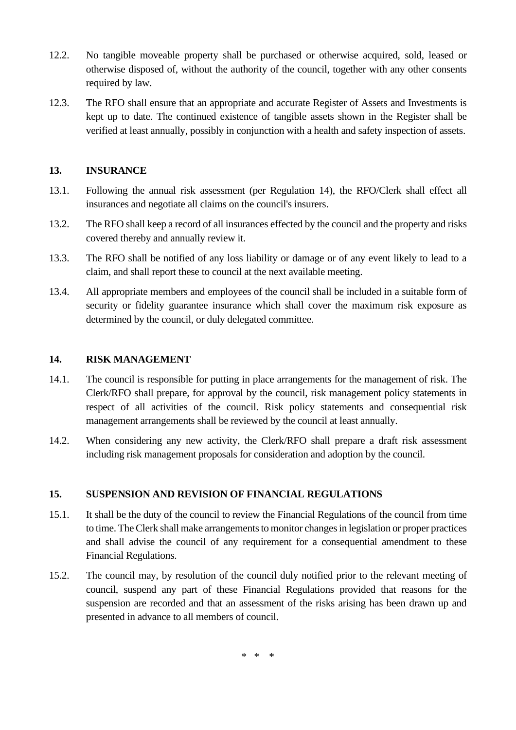12.2. No tangible moveable property shall be purchased or otherwise acquired, sold, leased or otherwise disposed of, without the authority of the council, together with any other consents required by law.

12.3. The RFO shall ensure that an appropriate and accurate Register of Assets and Investments is kept up to date. The continued existence of tangible assets shown in the Register shall be verified at least annually, possibly in conjunction with a health and safety inspection of assets.

## 13. INSURANCE

13.1. Following the annual risk assessment (per Regulation 14), the RFO/Clerk shall effect all insurances and negotiate all claims on the council's insurers.

13.2. The RFO shall keep a record of all insurances effected by the council and the property and risks covered thereby and annually review it.

13.3. The RFO shall be notified of any loss liability or damage or of any event likely to lead to a claim, and shall report these to council at the next available meeting.

13.4. All appropriate members and employees of the council shall be included in a suitable form of security or fidelity guarantee insurance which shall cover the maximum risk exposure as determined by the council, or duly delegated committee.

## 14. RISK MANAGEMENT

14.1. The council is responsible for putting in place arrangements for the management of risk. The Clerk/RFO shall prepare, for approval by the council, risk management policy statements in respect of all activities of the council. Risk policy statements and consequential risk management arrangements shall be reviewed by the council at least annually.

14.2. When considering any new activity, the Clerk/RFO shall prepare a draft risk assessment including risk management proposals for consideration and adoption by the council.

## 15. SUSPENSION AND REVISION OF FINANCIAL REGULATIONS

15.1. It shall be the duty of the council to review the Financial Regulations of the council from time to time. The Clerk shall make arrangements to monitor changes in legislation or proper practices and shall advise the council of any requirement for a consequential amendment to these Financial Regulations.

15.2. The council may, by resolution of the council duly notified prior to the relevant meeting of council, suspend any part of these Financial Regulations provided that reasons for the suspension are recorded and that an assessment of the risks arising has been drawn up and presented in advance to all members of council.

\* \* \*